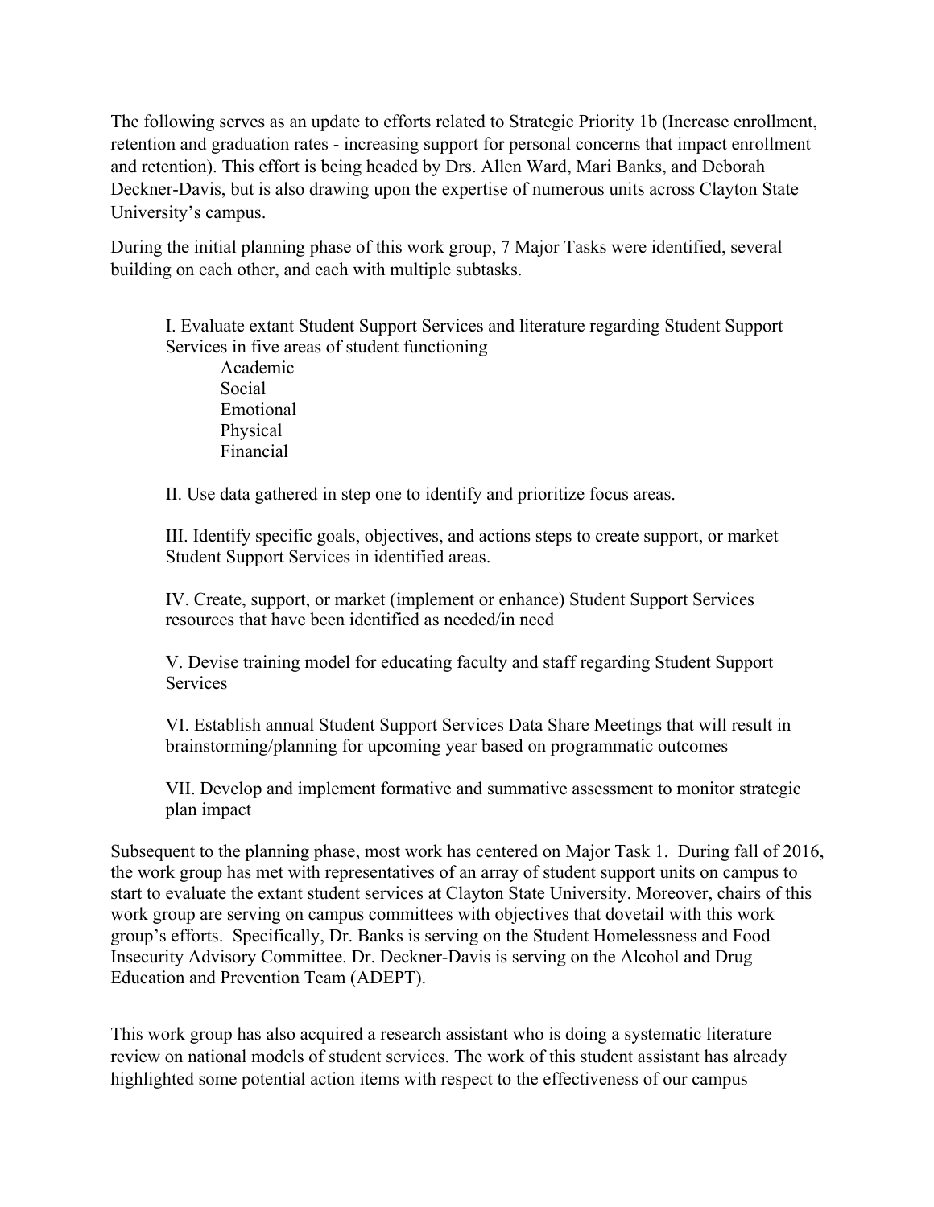The following serves as an update to efforts related to Strategic Priority 1b (Increase enrollment, retention and graduation rates - increasing support for personal concerns that impact enrollment and retention). This effort is being headed by Drs. Allen Ward, Mari Banks, and Deborah Deckner-Davis, but is also drawing upon the expertise of numerous units across Clayton State University's campus.

During the initial planning phase of this work group, 7 Major Tasks were identified, several building on each other, and each with multiple subtasks.

I. Evaluate extant Student Support Services and literature regarding Student Support Services in five areas of student functioning
   - Academic
   - Social
   - Emotional
   - Physical
   - Financial

II. Use data gathered in step one to identify and prioritize focus areas.

III. Identify specific goals, objectives, and actions steps to create support, or market Student Support Services in identified areas.

IV. Create, support, or market (implement or enhance) Student Support Services resources that have been identified as needed/in need

V. Devise training model for educating faculty and staff regarding Student Support Services

VI. Establish annual Student Support Services Data Share Meetings that will result in brainstorming/planning for upcoming year based on programmatic outcomes

VII. Develop and implement formative and summative assessment to monitor strategic plan impact

Subsequent to the planning phase, most work has centered on Major Task 1. During fall of 2016, the work group has met with representatives of an array of student support units on campus to start to evaluate the extant student services at Clayton State University. Moreover, chairs of this work group are serving on campus committees with objectives that dovetail with this work group's efforts. Specifically, Dr. Banks is serving on the Student Homelessness and Food Insecurity Advisory Committee. Dr. Deckner-Davis is serving on the Alcohol and Drug Education and Prevention Team (ADEPT).

This work group has also acquired a research assistant who is doing a systematic literature review on national models of student services. The work of this student assistant has already highlighted some potential action items with respect to the effectiveness of our campus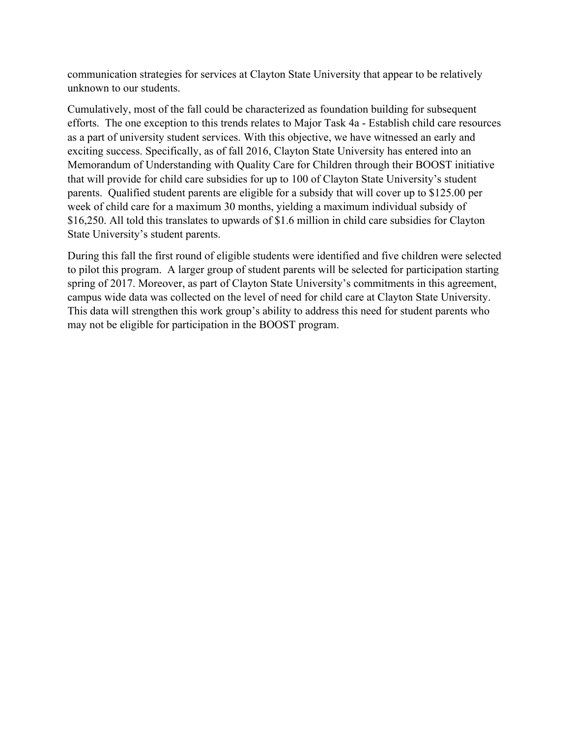communication strategies for services at Clayton State University that appear to be relatively unknown to our students.

Cumulatively, most of the fall could be characterized as foundation building for subsequent efforts. The one exception to this trends relates to Major Task 4a - Establish child care resources as a part of university student services. With this objective, we have witnessed an early and exciting success. Specifically, as of fall 2016, Clayton State University has entered into an Memorandum of Understanding with Quality Care for Children through their BOOST initiative that will provide for child care subsidies for up to 100 of Clayton State University's student parents. Qualified student parents are eligible for a subsidy that will cover up to $125.00 per week of child care for a maximum 30 months, yielding a maximum individual subsidy of $16,250. All told this translates to upwards of $1.6 million in child care subsidies for Clayton State University's student parents.

During this fall the first round of eligible students were identified and five children were selected to pilot this program. A larger group of student parents will be selected for participation starting spring of 2017. Moreover, as part of Clayton State University's commitments in this agreement, campus wide data was collected on the level of need for child care at Clayton State University. This data will strengthen this work group's ability to address this need for student parents who may not be eligible for participation in the BOOST program.